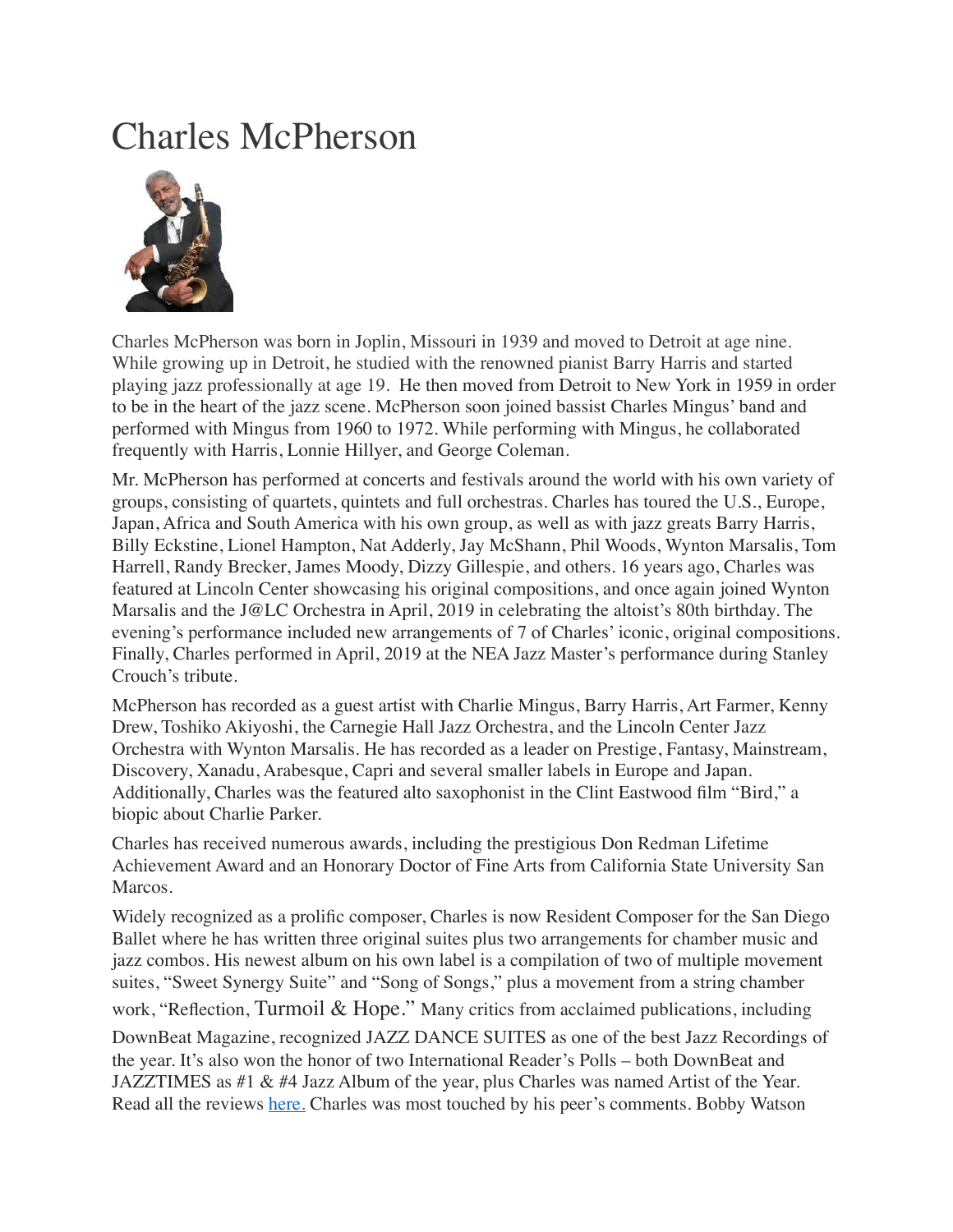# Charles McPherson

Charles McPherson was born in Joplin, Missouri in 1939 and moved to Detroit at age nine. While growing up in Detroit, he studied with the renowned pianist Barry Harris and started playing jazz professionally at age 19. He then moved from Detroit to New York in 1959 in order to be in the heart of the jazz scene. McPherson soon joined bassist Charles Mingus' band and performed with Mingus from 1960 to 1972. While performing with Mingus, he collaborated frequently with Harris, Lonnie Hillyer, and George Coleman.

Mr. McPherson has performed at concerts and festivals around the world with his own variety of groups, consisting of quartets, quintets and full orchestras. Charles has toured the U.S., Europe, Japan, Africa and South America with his own group, as well as with jazz greats Barry Harris, Billy Eckstine, Lionel Hampton, Nat Adderly, Jay McShann, Phil Woods, Wynton Marsalis, Tom Harrell, Randy Brecker, James Moody, Dizzy Gillespie, and others. 16 years ago, Charles was featured at Lincoln Center showcasing his original compositions, and once again joined Wynton Marsalis and the J@LC Orchestra in April, 2019 in celebrating the altoist's 80th birthday. The evening's performance included new arrangements of 7 of Charles' iconic, original compositions. Finally, Charles performed in April, 2019 at the NEA Jazz Master's performance during Stanley Crouch's tribute.

McPherson has recorded as a guest artist with Charlie Mingus, Barry Harris, Art Farmer, Kenny Drew, Toshiko Akiyoshi, the Carnegie Hall Jazz Orchestra, and the Lincoln Center Jazz Orchestra with Wynton Marsalis. He has recorded as a leader on Prestige, Fantasy, Mainstream, Discovery, Xanadu, Arabesque, Capri and several smaller labels in Europe and Japan. Additionally, Charles was the featured alto saxophonist in the Clint Eastwood film "Bird," a biopic about Charlie Parker.

Charles has received numerous awards, including the prestigious Don Redman Lifetime Achievement Award and an Honorary Doctor of Fine Arts from California State University San Marcos.

Widely recognized as a prolific composer, Charles is now Resident Composer for the San Diego Ballet where he has written three original suites plus two arrangements for chamber music and jazz combos. His newest album on his own label is a compilation of two of multiple movement suites, "Sweet Synergy Suite" and "Song of Songs," plus a movement from a string chamber work, "Reflection, Turmoil & Hope." Many critics from acclaimed publications, including DownBeat Magazine, recognized JAZZ DANCE SUITES as one of the best Jazz Recordings of the year. It's also won the honor of two International Reader's Polls – both DownBeat and JAZZTIMES as #1 & #4 Jazz Album of the year, plus Charles was named Artist of the Year. Read all the reviews [here.](#) Charles was most touched by his peer's comments. Bobby Watson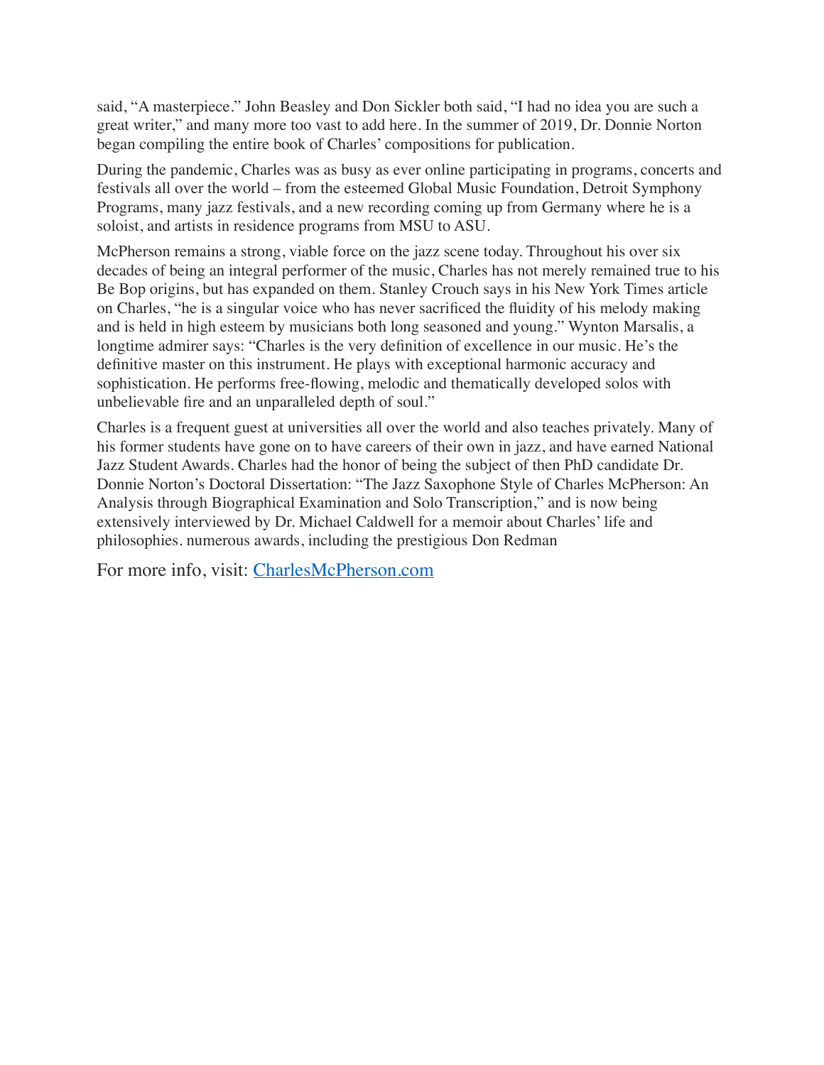said, "A masterpiece." John Beasley and Don Sickler both said, "I had no idea you are such a great writer," and many more too vast to add here. In the summer of 2019, Dr. Donnie Norton began compiling the entire book of Charles' compositions for publication.

During the pandemic, Charles was as busy as ever online participating in programs, concerts and festivals all over the world – from the esteemed Global Music Foundation, Detroit Symphony Programs, many jazz festivals, and a new recording coming up from Germany where he is a soloist, and artists in residence programs from MSU to ASU.

McPherson remains a strong, viable force on the jazz scene today. Throughout his over six decades of being an integral performer of the music, Charles has not merely remained true to his Be Bop origins, but has expanded on them. Stanley Crouch says in his New York Times article on Charles, "he is a singular voice who has never sacrificed the fluidity of his melody making and is held in high esteem by musicians both long seasoned and young." Wynton Marsalis, a longtime admirer says: "Charles is the very definition of excellence in our music. He's the definitive master on this instrument. He plays with exceptional harmonic accuracy and sophistication. He performs free-flowing, melodic and thematically developed solos with unbelievable fire and an unparalleled depth of soul."

Charles is a frequent guest at universities all over the world and also teaches privately. Many of his former students have gone on to have careers of their own in jazz, and have earned National Jazz Student Awards. Charles had the honor of being the subject of then PhD candidate Dr. Donnie Norton's Doctoral Dissertation: "The Jazz Saxophone Style of Charles McPherson: An Analysis through Biographical Examination and Solo Transcription," and is now being extensively interviewed by Dr. Michael Caldwell for a memoir about Charles' life and philosophies. numerous awards, including the prestigious Don Redman

For more info, visit: [CharlesMcPherson.com](CharlesMcPherson.com)